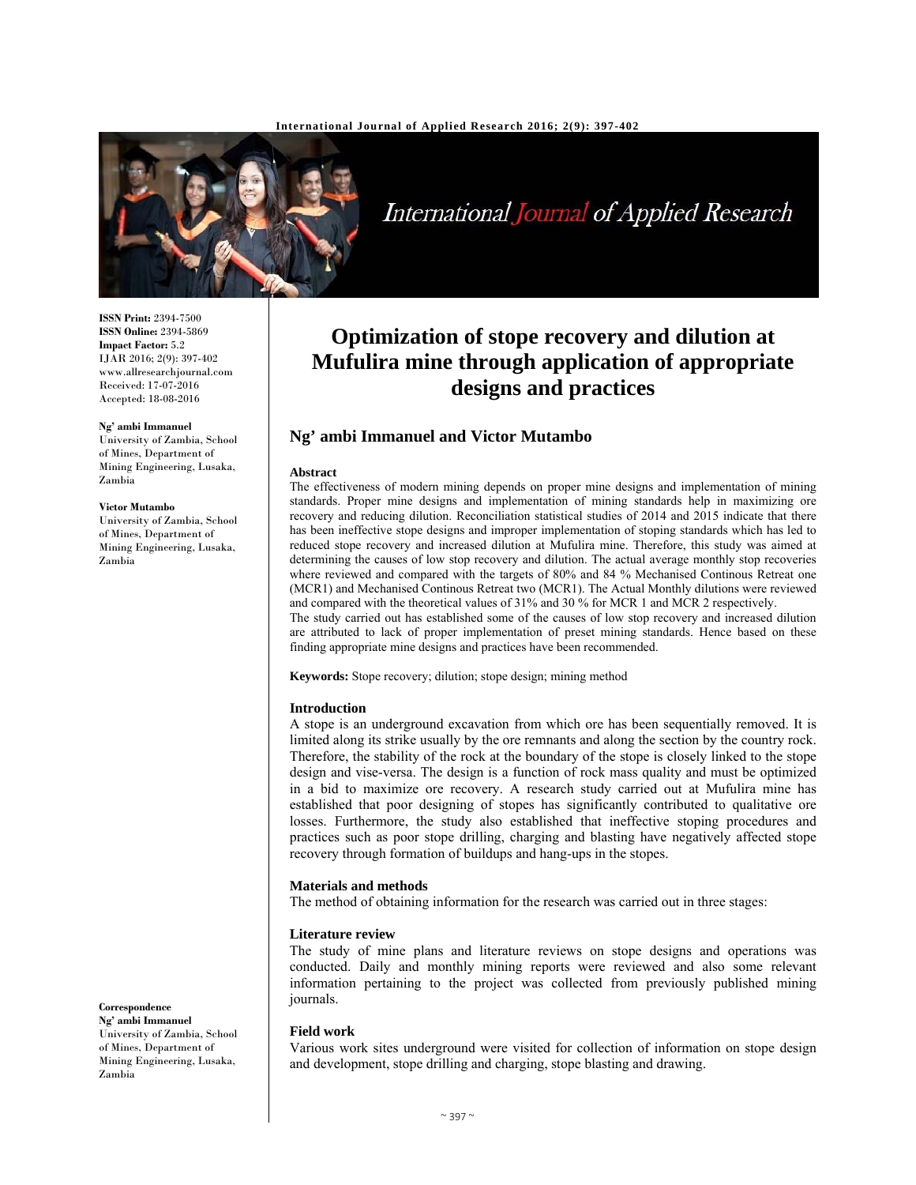ISSN Print: 2394-7500
ISSN Online: 2394-5869
Impact Factor: 5.2
IJAR 2016; 2(9): 397-402
www.allresearchjournal.com
Received: 17-07-2016
Accepted: 18-08-2016

**Ng' ambi Immanuel**
University of Zambia, School of Mines, Department of Mining Engineering, Lusaka, Zambia

**Victor Mutambo**
University of Zambia, School of Mines, Department of Mining Engineering, Lusaka, Zambia

**Correspondence**
**Ng' ambi Immanuel**
University of Zambia, School of Mines, Department of Mining Engineering, Lusaka, Zambia

# Optimization of stope recovery and dilution at Mufulira mine through application of appropriate designs and practices

**Ng' ambi Immanuel and Victor Mutambo**

## Abstract

The effectiveness of modern mining depends on proper mine designs and implementation of mining standards. Proper mine designs and implementation of mining standards help in maximizing ore recovery and reducing dilution. Reconciliation statistical studies of 2014 and 2015 indicate that there has been ineffective stope designs and improper implementation of stoping standards which has led to reduced stope recovery and increased dilution at Mufulira mine. Therefore, this study was aimed at determining the causes of low stop recovery and dilution. The actual average monthly stop recoveries where reviewed and compared with the targets of 80% and 84 % Mechanised Continous Retreat one (MCR1) and Mechanised Continous Retreat two (MCR1). The Actual Monthly dilutions were reviewed and compared with the theoretical values of 31% and 30 % for MCR 1 and MCR 2 respectively.

The study carried out has established some of the causes of low stop recovery and increased dilution are attributed to lack of proper implementation of preset mining standards. Hence based on these finding appropriate mine designs and practices have been recommended.

**Keywords:** Stope recovery; dilution; stope design; mining method

## Introduction

A stope is an underground excavation from which ore has been sequentially removed. It is limited along its strike usually by the ore remnants and along the section by the country rock. Therefore, the stability of the rock at the boundary of the stope is closely linked to the stope design and vise-versa. The design is a function of rock mass quality and must be optimized in a bid to maximize ore recovery. A research study carried out at Mufulira mine has established that poor designing of stopes has significantly contributed to qualitative ore losses. Furthermore, the study also established that ineffective stoping procedures and practices such as poor stope drilling, charging and blasting have negatively affected stope recovery through formation of buildups and hang-ups in the stopes.

## Materials and methods

The method of obtaining information for the research was carried out in three stages:

### Literature review

The study of mine plans and literature reviews on stope designs and operations was conducted. Daily and monthly mining reports were reviewed and also some relevant information pertaining to the project was collected from previously published mining journals.

### Field work

Various work sites underground were visited for collection of information on stope design and development, stope drilling and charging, stope blasting and drawing.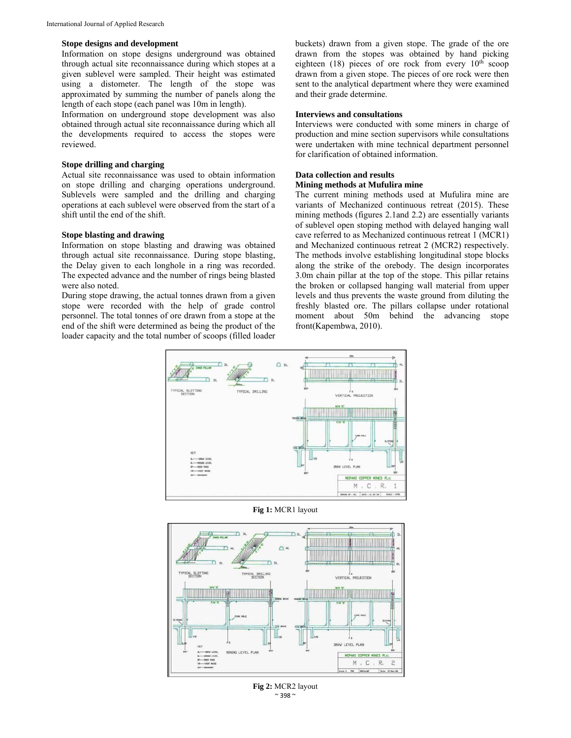### Stope designs and development

Information on stope designs underground was obtained through actual site reconnaissance during which stopes at a given sublevel were sampled. Their height was estimated using a distometer. The length of the stope was approximated by summing the number of panels along the length of each stope (each panel was 10m in length).

Information on underground stope development was also obtained through actual site reconnaissance during which all the developments required to access the stopes were reviewed.

### Stope drilling and charging

Actual site reconnaissance was used to obtain information on stope drilling and charging operations underground. Sublevels were sampled and the drilling and charging operations at each sublevel were observed from the start of a shift until the end of the shift.

### Stope blasting and drawing

Information on stope blasting and drawing was obtained through actual site reconnaissance. During stope blasting, the Delay given to each longhole in a ring was recorded. The expected advance and the number of rings being blasted were also noted.

During stope drawing, the actual tonnes drawn from a given stope were recorded with the help of grade control personnel. The total tonnes of ore drawn from a stope at the end of the shift were determined as being the product of the loader capacity and the total number of scoops (filled loader buckets) drawn from a given stope. The grade of the ore drawn from the stopes was obtained by hand picking eighteen (18) pieces of ore rock from every 10th scoop drawn from a given stope. The pieces of ore rock were then sent to the analytical department where they were examined and their grade determine.

### Interviews and consultations

Interviews were conducted with some miners in charge of production and mine section supervisors while consultations were undertaken with mine technical department personnel for clarification of obtained information.

## Data collection and results

### Mining methods at Mufulira mine

The current mining methods used at Mufulira mine are variants of Mechanized continuous retreat (2015). These mining methods (figures 2.1and 2.2) are essentially variants of sublevel open stoping method with delayed hanging wall cave referred to as Mechanized continuous retreat 1 (MCR1) and Mechanized continuous retreat 2 (MCR2) respectively. The methods involve establishing longitudinal stope blocks along the strike of the orebody. The design incorporates 3.0m chain pillar at the top of the stope. This pillar retains the broken or collapsed hanging wall material from upper levels and thus prevents the waste ground from diluting the freshly blasted ore. The pillars collapse under rotational moment about 50m behind the advancing stope front(Kapembwa, 2010).

**Fig 1:** MCR1 layout

**Fig 2:** MCR2 layout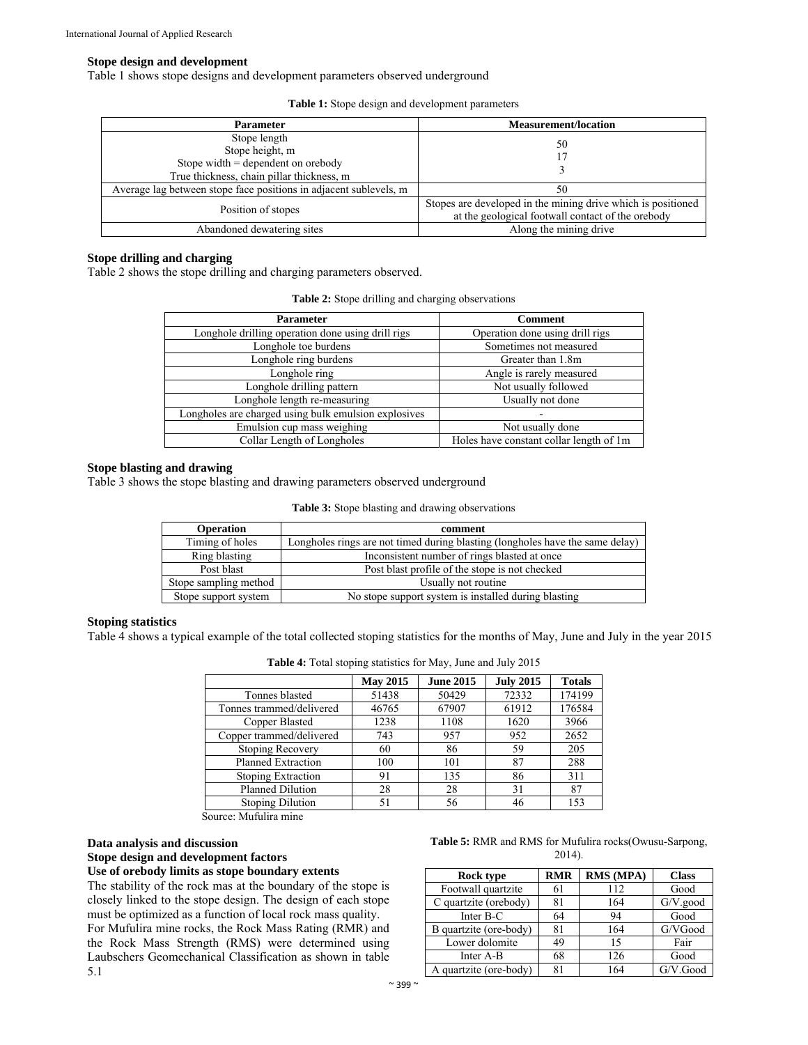### Stope design and development

Table 1 shows stope designs and development parameters observed underground

**Table 1:** Stope design and development parameters

| Parameter | Measurement/location |
|---|---|
| Stope length<br>Stope height, m<br>Stope width = dependent on orebody<br>True thickness, chain pillar thickness, m | 50<br>17<br>3 |
| Average lag between stope face positions in adjacent sublevels, m | 50 |
| Position of stopes | Stopes are developed in the mining drive which is positioned at the geological footwall contact of the orebody |
| Abandoned dewatering sites | Along the mining drive |

### Stope drilling and charging

Table 2 shows the stope drilling and charging parameters observed.

**Table 2:** Stope drilling and charging observations

| Parameter | Comment |
|---|---|
| Longhole drilling operation done using drill rigs | Operation done using drill rigs |
| Longhole toe burdens | Sometimes not measured |
| Longhole ring burdens | Greater than 1.8m |
| Longhole ring | Angle is rarely measured |
| Longhole drilling pattern | Not usually followed |
| Longhole length re-measuring | Usually not done |
| Longholes are charged using bulk emulsion explosives | - |
| Emulsion cup mass weighing | Not usually done |
| Collar Length of Longholes | Holes have constant collar length of 1m |

### Stope blasting and drawing

Table 3 shows the stope blasting and drawing parameters observed underground

**Table 3:** Stope blasting and drawing observations

| Operation | comment |
|---|---|
| Timing of holes | Longholes rings are not timed during blasting (longholes have the same delay) |
| Ring blasting | Inconsistent number of rings blasted at once |
| Post blast | Post blast profile of the stope is not checked |
| Stope sampling method | Usually not routine |
| Stope support system | No stope support system is installed during blasting |

### Stoping statistics

Table 4 shows a typical example of the total collected stoping statistics for the months of May, June and July in the year 2015

**Table 4:** Total stoping statistics for May, June and July 2015

| | May 2015 | June 2015 | July 2015 | Totals |
|---|---|---|---|---|
| Tonnes blasted | 51438 | 50429 | 72332 | 174199 |
| Tonnes trammed/delivered | 46765 | 67907 | 61912 | 176584 |
| Copper Blasted | 1238 | 1108 | 1620 | 3966 |
| Copper trammed/delivered | 743 | 957 | 952 | 2652 |
| Stoping Recovery | 60 | 86 | 59 | 205 |
| Planned Extraction | 100 | 101 | 87 | 288 |
| Stoping Extraction | 91 | 135 | 86 | 311 |
| Planned Dilution | 28 | 28 | 31 | 87 |
| Stoping Dilution | 51 | 56 | 46 | 153 |

Source: Mufulira mine

## Data analysis and discussion

### Stope design and development factors

### Use of orebody limits as stope boundary extents

The stability of the rock mas at the boundary of the stope is closely linked to the stope design. The design of each stope must be optimized as a function of local rock mass quality.

For Mufulira mine rocks, the Rock Mass Rating (RMR) and the Rock Mass Strength (RMS) were determined using Laubschers Geomechanical Classification as shown in table 5.1

**Table 5:** RMR and RMS for Mufulira rocks(Owusu-Sarpong, 2014).

| Rock type | RMR | RMS (MPA) | Class |
|---|---|---|---|
| Footwall quartzite | 61 | 112 | Good |
| C quartzite (orebody) | 81 | 164 | G/V.good |
| Inter B-C | 64 | 94 | Good |
| B quartzite (ore-body) | 81 | 164 | G/VGood |
| Lower dolomite | 49 | 15 | Fair |
| Inter A-B | 68 | 126 | Good |
| A quartzite (ore-body) | 81 | 164 | G/V.Good |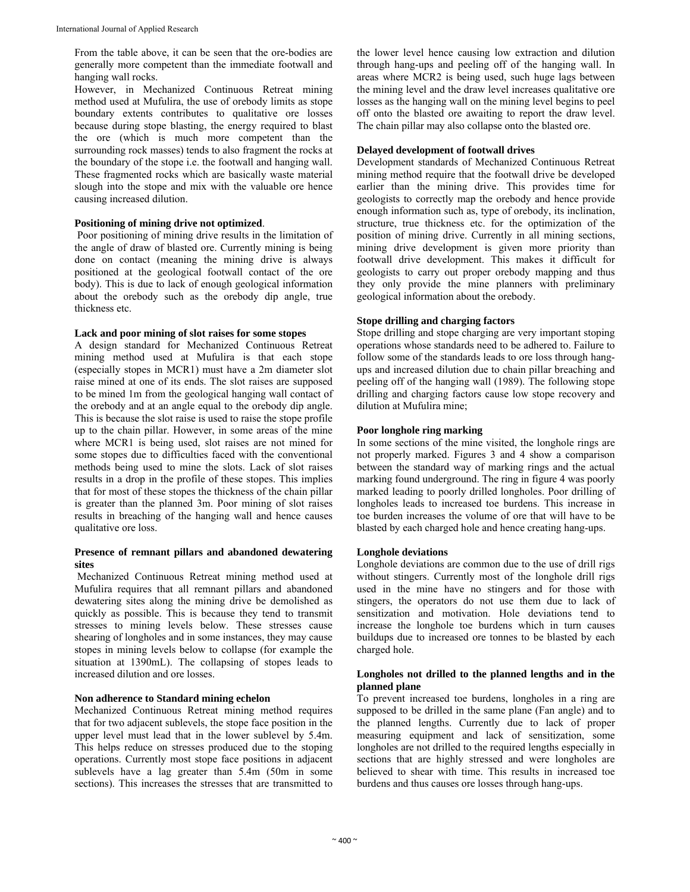From the table above, it can be seen that the ore-bodies are generally more competent than the immediate footwall and hanging wall rocks.

However, in Mechanized Continuous Retreat mining method used at Mufulira, the use of orebody limits as stope boundary extents contributes to qualitative ore losses because during stope blasting, the energy required to blast the ore (which is much more competent than the surrounding rock masses) tends to also fragment the rocks at the boundary of the stope i.e. the footwall and hanging wall. These fragmented rocks which are basically waste material slough into the stope and mix with the valuable ore hence causing increased dilution.

**Positioning of mining drive not optimized**.

Poor positioning of mining drive results in the limitation of the angle of draw of blasted ore. Currently mining is being done on contact (meaning the mining drive is always positioned at the geological footwall contact of the ore body). This is due to lack of enough geological information about the orebody such as the orebody dip angle, true thickness etc.

**Lack and poor mining of slot raises for some stopes**

A design standard for Mechanized Continuous Retreat mining method used at Mufulira is that each stope (especially stopes in MCR1) must have a 2m diameter slot raise mined at one of its ends. The slot raises are supposed to be mined 1m from the geological hanging wall contact of the orebody and at an angle equal to the orebody dip angle. This is because the slot raise is used to raise the stope profile up to the chain pillar. However, in some areas of the mine where MCR1 is being used, slot raises are not mined for some stopes due to difficulties faced with the conventional methods being used to mine the slots. Lack of slot raises results in a drop in the profile of these stopes. This implies that for most of these stopes the thickness of the chain pillar is greater than the planned 3m. Poor mining of slot raises results in breaching of the hanging wall and hence causes qualitative ore loss.

**Presence of remnant pillars and abandoned dewatering sites**

Mechanized Continuous Retreat mining method used at Mufulira requires that all remnant pillars and abandoned dewatering sites along the mining drive be demolished as quickly as possible. This is because they tend to transmit stresses to mining levels below. These stresses cause shearing of longholes and in some instances, they may cause stopes in mining levels below to collapse (for example the situation at 1390mL). The collapsing of stopes leads to increased dilution and ore losses.

**Non adherence to Standard mining echelon**

Mechanized Continuous Retreat mining method requires that for two adjacent sublevels, the stope face position in the upper level must lead that in the lower sublevel by 5.4m. This helps reduce on stresses produced due to the stoping operations. Currently most stope face positions in adjacent sublevels have a lag greater than 5.4m (50m in some sections). This increases the stresses that are transmitted to the lower level hence causing low extraction and dilution through hang-ups and peeling off of the hanging wall. In areas where MCR2 is being used, such huge lags between the mining level and the draw level increases qualitative ore losses as the hanging wall on the mining level begins to peel off onto the blasted ore awaiting to report the draw level. The chain pillar may also collapse onto the blasted ore.

**Delayed development of footwall drives**

Development standards of Mechanized Continuous Retreat mining method require that the footwall drive be developed earlier than the mining drive. This provides time for geologists to correctly map the orebody and hence provide enough information such as, type of orebody, its inclination, structure, true thickness etc. for the optimization of the position of mining drive. Currently in all mining sections, mining drive development is given more priority than footwall drive development. This makes it difficult for geologists to carry out proper orebody mapping and thus they only provide the mine planners with preliminary geological information about the orebody.

**Stope drilling and charging factors**

Stope drilling and stope charging are very important stoping operations whose standards need to be adhered to. Failure to follow some of the standards leads to ore loss through hang-ups and increased dilution due to chain pillar breaching and peeling off of the hanging wall (1989). The following stope drilling and charging factors cause low stope recovery and dilution at Mufulira mine;

**Poor longhole ring marking**

In some sections of the mine visited, the longhole rings are not properly marked. Figures 3 and 4 show a comparison between the standard way of marking rings and the actual marking found underground. The ring in figure 4 was poorly marked leading to poorly drilled longholes. Poor drilling of longholes leads to increased toe burdens. This increase in toe burden increases the volume of ore that will have to be blasted by each charged hole and hence creating hang-ups.

**Longhole deviations**

Longhole deviations are common due to the use of drill rigs without stingers. Currently most of the longhole drill rigs used in the mine have no stingers and for those with stingers, the operators do not use them due to lack of sensitization and motivation. Hole deviations tend to increase the longhole toe burdens which in turn causes buildups due to increased ore tonnes to be blasted by each charged hole.

**Longholes not drilled to the planned lengths and in the planned plane**

To prevent increased toe burdens, longholes in a ring are supposed to be drilled in the same plane (Fan angle) and to the planned lengths. Currently due to lack of proper measuring equipment and lack of sensitization, some longholes are not drilled to the required lengths especially in sections that are highly stressed and were longholes are believed to shear with time. This results in increased toe burdens and thus causes ore losses through hang-ups.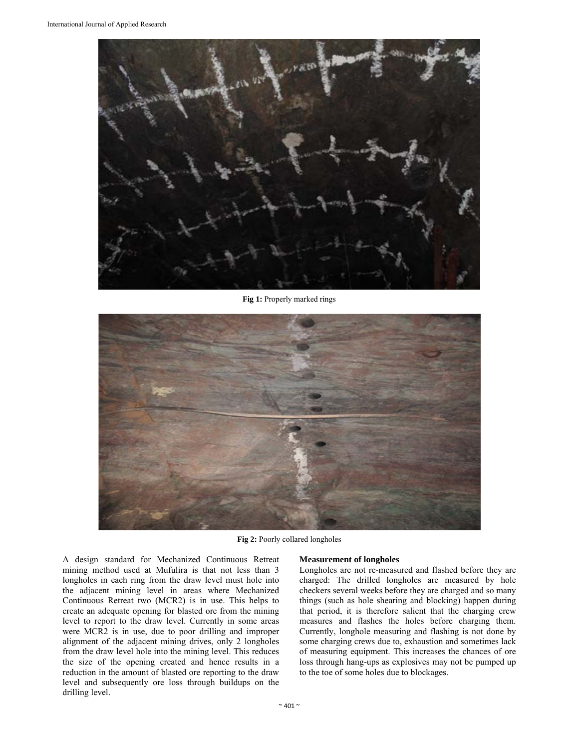Fig 1: Properly marked rings

Fig 2: Poorly collared longholes

A design standard for Mechanized Continuous Retreat mining method used at Mufulira is that not less than 3 longholes in each ring from the draw level must hole into the adjacent mining level in areas where Mechanized Continuous Retreat two (MCR2) is in use. This helps to create an adequate opening for blasted ore from the mining level to report to the draw level. Currently in some areas were MCR2 is in use, due to poor drilling and improper alignment of the adjacent mining drives, only 2 longholes from the draw level hole into the mining level. This reduces the size of the opening created and hence results in a reduction in the amount of blasted ore reporting to the draw level and subsequently ore loss through buildups on the drilling level.

**Measurement of longholes**

Longholes are not re-measured and flashed before they are charged: The drilled longholes are measured by hole checkers several weeks before they are charged and so many things (such as hole shearing and blocking) happen during that period, it is therefore salient that the charging crew measures and flashes the holes before charging them. Currently, longhole measuring and flashing is not done by some charging crews due to, exhaustion and sometimes lack of measuring equipment. This increases the chances of ore loss through hang-ups as explosives may not be pumped up to the toe of some holes due to blockages.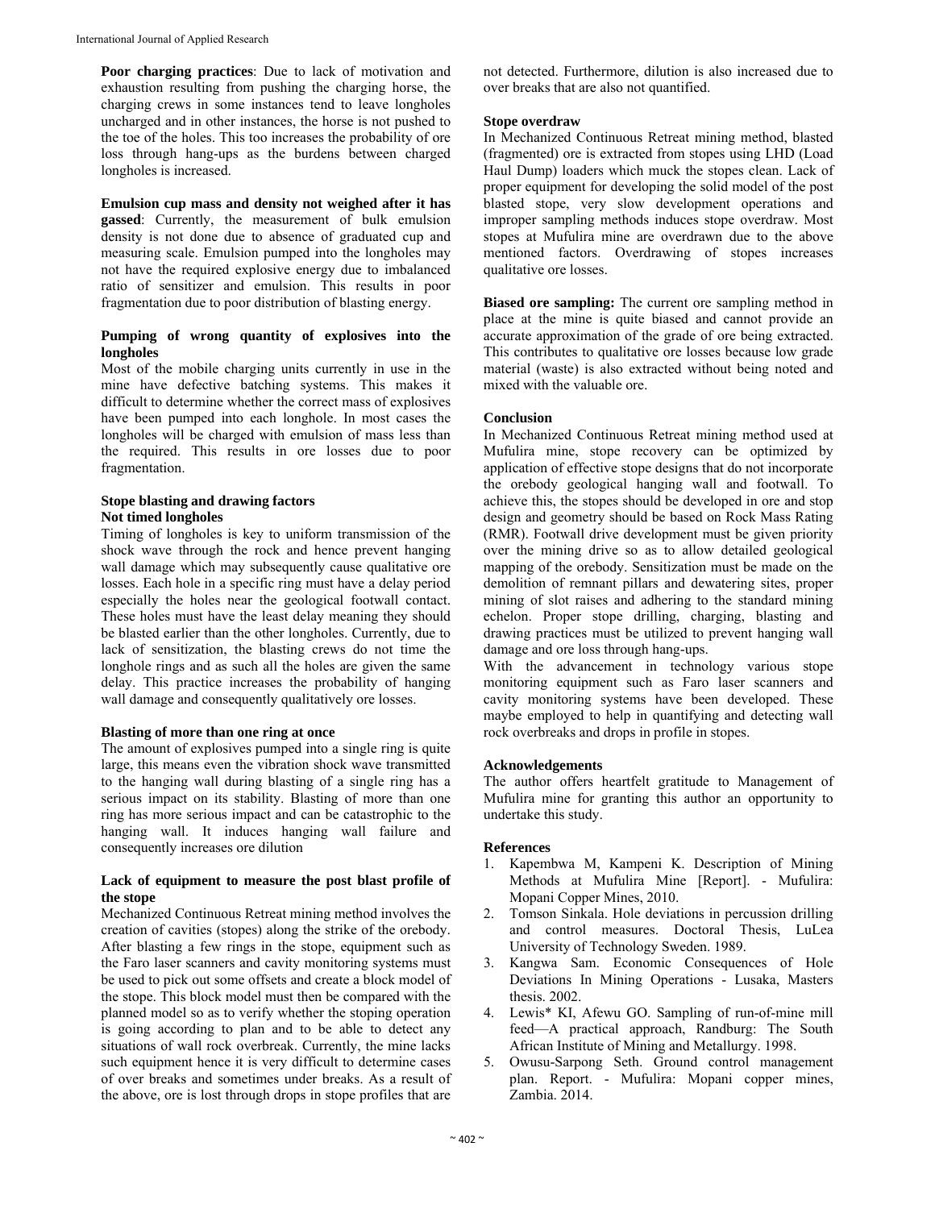**Poor charging practices**: Due to lack of motivation and exhaustion resulting from pushing the charging horse, the charging crews in some instances tend to leave longholes uncharged and in other instances, the horse is not pushed to the toe of the holes. This too increases the probability of ore loss through hang-ups as the burdens between charged longholes is increased.

**Emulsion cup mass and density not weighed after it has gassed**: Currently, the measurement of bulk emulsion density is not done due to absence of graduated cup and measuring scale. Emulsion pumped into the longholes may not have the required explosive energy due to imbalanced ratio of sensitizer and emulsion. This results in poor fragmentation due to poor distribution of blasting energy.

**Pumping of wrong quantity of explosives into the longholes**

Most of the mobile charging units currently in use in the mine have defective batching systems. This makes it difficult to determine whether the correct mass of explosives have been pumped into each longhole. In most cases the longholes will be charged with emulsion of mass less than the required. This results in ore losses due to poor fragmentation.

**Stope blasting and drawing factors**

**Not timed longholes**

Timing of longholes is key to uniform transmission of the shock wave through the rock and hence prevent hanging wall damage which may subsequently cause qualitative ore losses. Each hole in a specific ring must have a delay period especially the holes near the geological footwall contact. These holes must have the least delay meaning they should be blasted earlier than the other longholes. Currently, due to lack of sensitization, the blasting crews do not time the longhole rings and as such all the holes are given the same delay. This practice increases the probability of hanging wall damage and consequently qualitatively ore losses.

**Blasting of more than one ring at once**

The amount of explosives pumped into a single ring is quite large, this means even the vibration shock wave transmitted to the hanging wall during blasting of a single ring has a serious impact on its stability. Blasting of more than one ring has more serious impact and can be catastrophic to the hanging wall. It induces hanging wall failure and consequently increases ore dilution

**Lack of equipment to measure the post blast profile of the stope**

Mechanized Continuous Retreat mining method involves the creation of cavities (stopes) along the strike of the orebody. After blasting a few rings in the stope, equipment such as the Faro laser scanners and cavity monitoring systems must be used to pick out some offsets and create a block model of the stope. This block model must then be compared with the planned model so as to verify whether the stoping operation is going according to plan and to be able to detect any situations of wall rock overbreak. Currently, the mine lacks such equipment hence it is very difficult to determine cases of over breaks and sometimes under breaks. As a result of the above, ore is lost through drops in stope profiles that are not detected. Furthermore, dilution is also increased due to over breaks that are also not quantified.

**Stope overdraw**

In Mechanized Continuous Retreat mining method, blasted (fragmented) ore is extracted from stopes using LHD (Load Haul Dump) loaders which muck the stopes clean. Lack of proper equipment for developing the solid model of the post blasted stope, very slow development operations and improper sampling methods induces stope overdraw. Most stopes at Mufulira mine are overdrawn due to the above mentioned factors. Overdrawing of stopes increases qualitative ore losses.

**Biased ore sampling:** The current ore sampling method in place at the mine is quite biased and cannot provide an accurate approximation of the grade of ore being extracted. This contributes to qualitative ore losses because low grade material (waste) is also extracted without being noted and mixed with the valuable ore.

**Conclusion**

In Mechanized Continuous Retreat mining method used at Mufulira mine, stope recovery can be optimized by application of effective stope designs that do not incorporate the orebody geological hanging wall and footwall. To achieve this, the stopes should be developed in ore and stop design and geometry should be based on Rock Mass Rating (RMR). Footwall drive development must be given priority over the mining drive so as to allow detailed geological mapping of the orebody. Sensitization must be made on the demolition of remnant pillars and dewatering sites, proper mining of slot raises and adhering to the standard mining echelon. Proper stope drilling, charging, blasting and drawing practices must be utilized to prevent hanging wall damage and ore loss through hang-ups.

With the advancement in technology various stope monitoring equipment such as Faro laser scanners and cavity monitoring systems have been developed. These maybe employed to help in quantifying and detecting wall rock overbreaks and drops in profile in stopes.

**Acknowledgements**

The author offers heartfelt gratitude to Management of Mufulira mine for granting this author an opportunity to undertake this study.

**References**

1. Kapembwa M, Kampeni K. Description of Mining Methods at Mufulira Mine [Report]. - Mufulira: Mopani Copper Mines, 2010.
2. Tomson Sinkala. Hole deviations in percussion drilling and control measures. Doctoral Thesis, LuLea University of Technology Sweden. 1989.
3. Kangwa Sam. Economic Consequences of Hole Deviations In Mining Operations - Lusaka, Masters thesis. 2002.
4. Lewis* KI, Afewu GO. Sampling of run-of-mine mill feed—A practical approach, Randburg: The South African Institute of Mining and Metallurgy. 1998.
5. Owusu-Sarpong Seth. Ground control management plan. Report. - Mufulira: Mopani copper mines, Zambia. 2014.